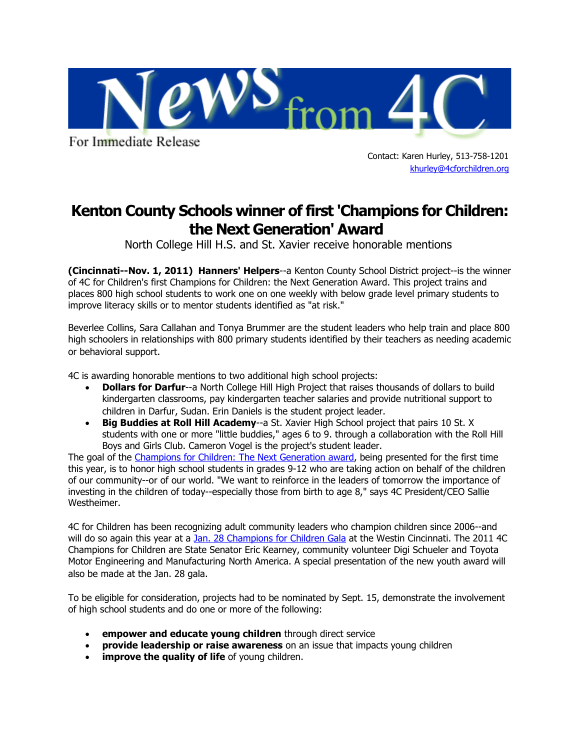# News from 4C

For Immediate Release

Contact: Karen Hurley, 513-758-1201
[khurley@4cforchildren.org](mailto:khurley@4cforchildren.org)

## Kenton County Schools winner of first 'Champions for Children: the Next Generation' Award

North College Hill H.S. and St. Xavier receive honorable mentions

**(Cincinnati--Nov. 1, 2011) Hanners' Helpers**--a Kenton County School District project--is the winner of 4C for Children's first Champions for Children: the Next Generation Award. This project trains and places 800 high school students to work one on one weekly with below grade level primary students to improve literacy skills or to mentor students identified as "at risk."

Beverlee Collins, Sara Callahan and Tonya Brummer are the student leaders who help train and place 800 high schoolers in relationships with 800 primary students identified by their teachers as needing academic or behavioral support.

4C is awarding honorable mentions to two additional high school projects:

- **Dollars for Darfur**--a North College Hill High Project that raises thousands of dollars to build kindergarten classrooms, pay kindergarten teacher salaries and provide nutritional support to children in Darfur, Sudan. Erin Daniels is the student project leader.
- **Big Buddies at Roll Hill Academy**--a St. Xavier High School project that pairs 10 St. X students with one or more "little buddies," ages 6 to 9. through a collaboration with the Roll Hill Boys and Girls Club. Cameron Vogel is the project's student leader.

The goal of the Champions for Children: The Next Generation award, being presented for the first time this year, is to honor high school students in grades 9-12 who are taking action on behalf of the children of our community--or of our world. "We want to reinforce in the leaders of tomorrow the importance of investing in the children of today--especially those from birth to age 8," says 4C President/CEO Sallie Westheimer.

4C for Children has been recognizing adult community leaders who champion children since 2006--and will do so again this year at a Jan. 28 Champions for Children Gala at the Westin Cincinnati. The 2011 4C Champions for Children are State Senator Eric Kearney, community volunteer Digi Schueler and Toyota Motor Engineering and Manufacturing North America. A special presentation of the new youth award will also be made at the Jan. 28 gala.

To be eligible for consideration, projects had to be nominated by Sept. 15, demonstrate the involvement of high school students and do one or more of the following:

- **empower and educate young children** through direct service
- **provide leadership or raise awareness** on an issue that impacts young children
- **improve the quality of life** of young children.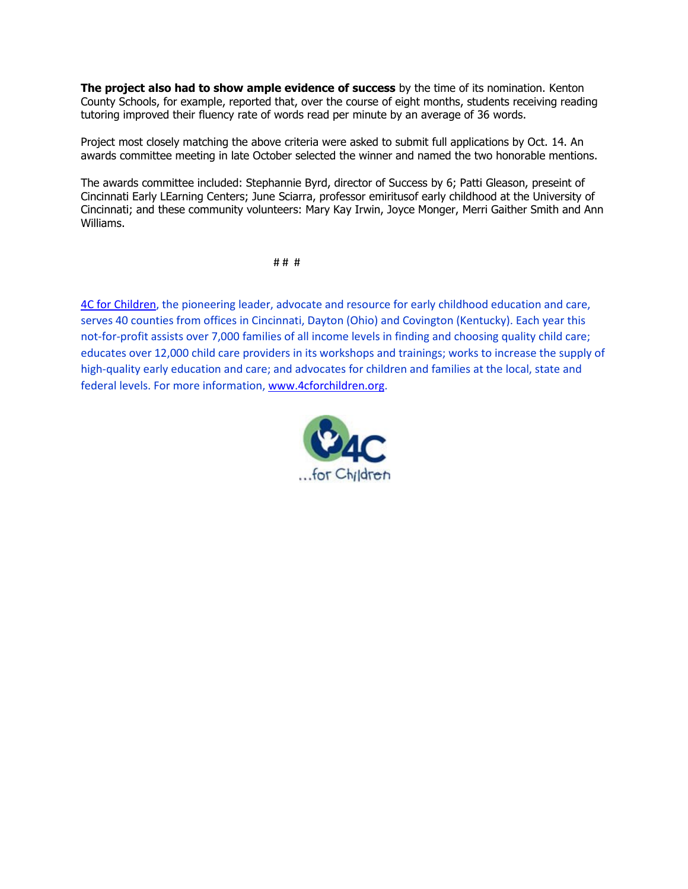**The project also had to show ample evidence of success** by the time of its nomination. Kenton County Schools, for example, reported that, over the course of eight months, students receiving reading tutoring improved their fluency rate of words read per minute by an average of 36 words.

Project most closely matching the above criteria were asked to submit full applications by Oct. 14. An awards committee meeting in late October selected the winner and named the two honorable mentions.

The awards committee included: Stephannie Byrd, director of Success by 6; Patti Gleason, preseint of Cincinnati Early LEarning Centers; June Sciarra, professor emiritusof early childhood at the University of Cincinnati; and these community volunteers: Mary Kay Irwin, Joyce Monger, Merri Gaither Smith and Ann Williams.

# # #

4C for Children, the pioneering leader, advocate and resource for early childhood education and care, serves 40 counties from offices in Cincinnati, Dayton (Ohio) and Covington (Kentucky). Each year this not-for-profit assists over 7,000 families of all income levels in finding and choosing quality child care; educates over 12,000 child care providers in its workshops and trainings; works to increase the supply of high-quality early education and care; and advocates for children and families at the local, state and federal levels. For more information, www.4cforchildren.org.

4C ...for Children